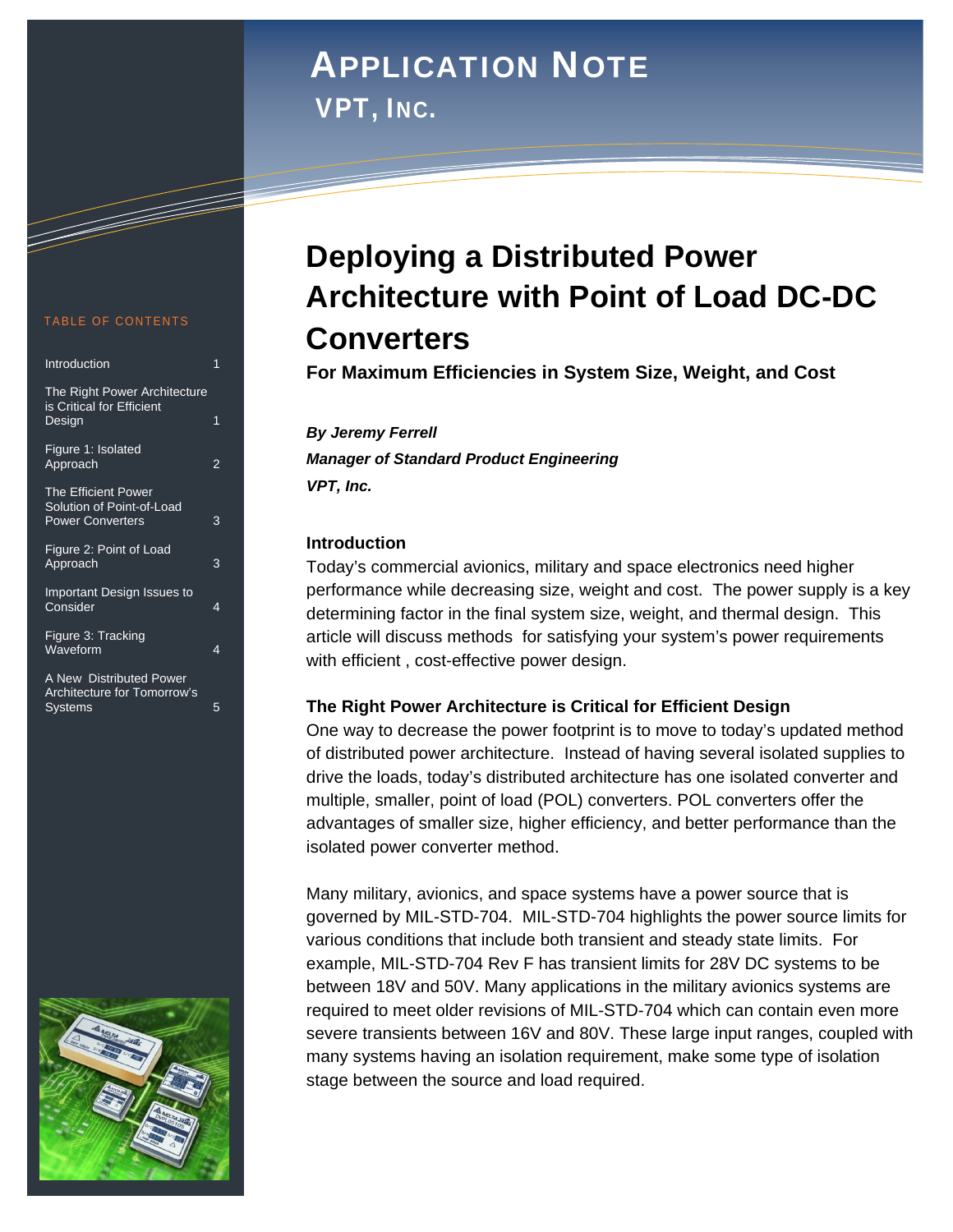# APPLICATION NOTE

## VPT, INC.

TABLE OF CONTENTS

| | |
|---|---|
| Introduction | 1 |
| The Right Power Architecture is Critical for Efficient Design | 1 |
| Figure 1: Isolated Approach | 2 |
| The Efficient Power Solution of Point-of-Load Power Converters | 3 |
| Figure 2: Point of Load Approach | 3 |
| Important Design Issues to Consider | 4 |
| Figure 3: Tracking Waveform | 4 |
| A New Distributed Power Architecture for Tomorrow's Systems | 5 |

# Deploying a Distributed Power Architecture with Point of Load DC-DC Converters

**For Maximum Efficiencies in System Size, Weight, and Cost**

***By Jeremy Ferrell***
***Manager of Standard Product Engineering***
***VPT, Inc.***

### Introduction

Today's commercial avionics, military and space electronics need higher performance while decreasing size, weight and cost. The power supply is a key determining factor in the final system size, weight, and thermal design. This article will discuss methods for satisfying your system's power requirements with efficient , cost-effective power design.

### The Right Power Architecture is Critical for Efficient Design

One way to decrease the power footprint is to move to today's updated method of distributed power architecture. Instead of having several isolated supplies to drive the loads, today's distributed architecture has one isolated converter and multiple, smaller, point of load (POL) converters. POL converters offer the advantages of smaller size, higher efficiency, and better performance than the isolated power converter method.

Many military, avionics, and space systems have a power source that is governed by MIL-STD-704. MIL-STD-704 highlights the power source limits for various conditions that include both transient and steady state limits. For example, MIL-STD-704 Rev F has transient limits for 28V DC systems to be between 18V and 50V. Many applications in the military avionics systems are required to meet older revisions of MIL-STD-704 which can contain even more severe transients between 16V and 80V. These large input ranges, coupled with many systems having an isolation requirement, make some type of isolation stage between the source and load required.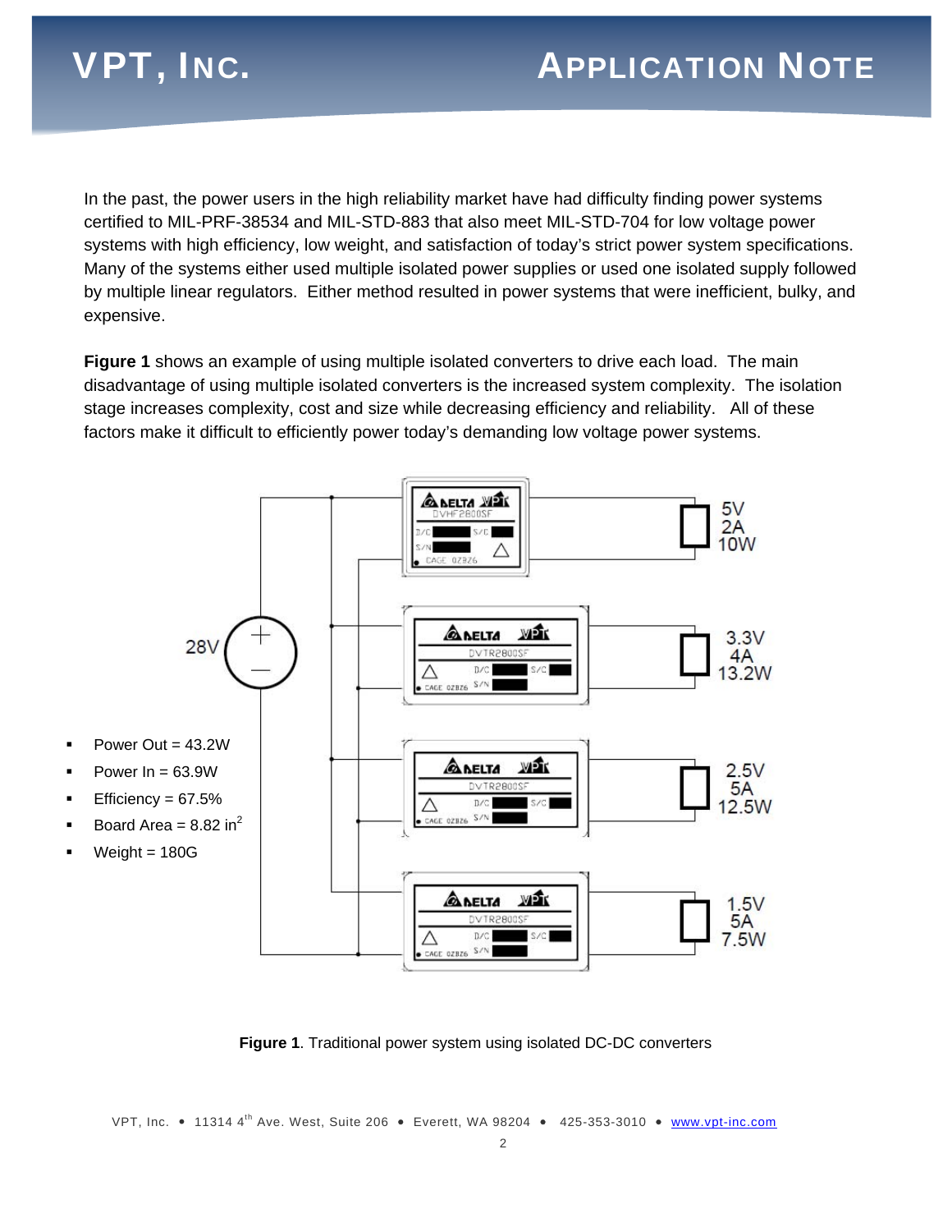In the past, the power users in the high reliability market have had difficulty finding power systems certified to MIL-PRF-38534 and MIL-STD-883 that also meet MIL-STD-704 for low voltage power systems with high efficiency, low weight, and satisfaction of today's strict power system specifications. Many of the systems either used multiple isolated power supplies or used one isolated supply followed by multiple linear regulators. Either method resulted in power systems that were inefficient, bulky, and expensive.

**Figure 1** shows an example of using multiple isolated converters to drive each load. The main disadvantage of using multiple isolated converters is the increased system complexity. The isolation stage increases complexity, cost and size while decreasing efficiency and reliability. All of these factors make it difficult to efficiently power today's demanding low voltage power systems.

- Power Out = 43.2W
- Power In = 63.9W
- Efficiency = 67.5%
- Board Area = 8.82 in$^2$
- Weight = 180G

**Figure 1**. Traditional power system using isolated DC-DC converters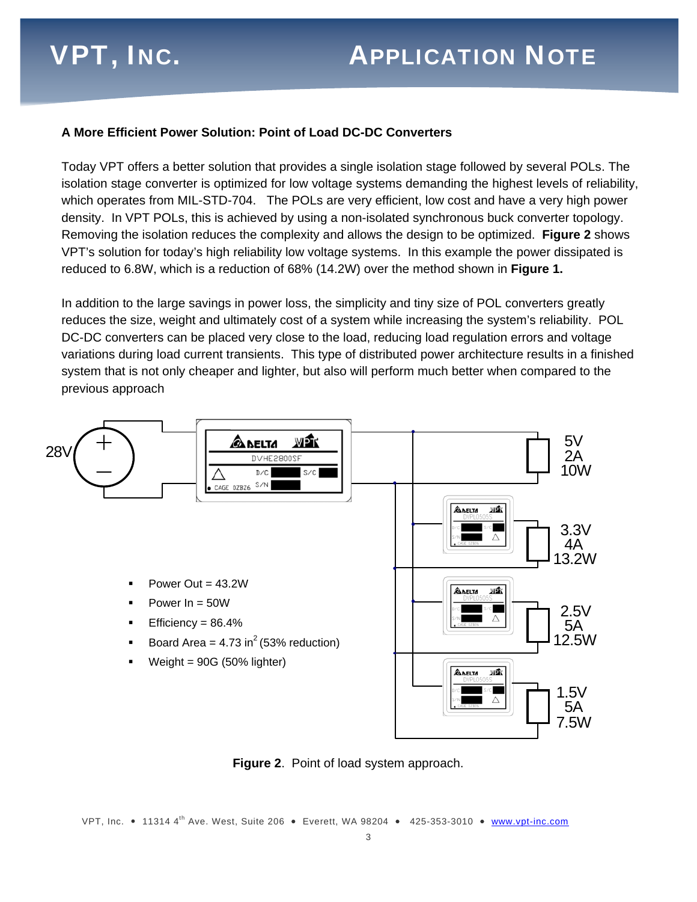### A More Efficient Power Solution: Point of Load DC-DC Converters

Today VPT offers a better solution that provides a single isolation stage followed by several POLs. The isolation stage converter is optimized for low voltage systems demanding the highest levels of reliability, which operates from MIL-STD-704. The POLs are very efficient, low cost and have a very high power density. In VPT POLs, this is achieved by using a non-isolated synchronous buck converter topology. Removing the isolation reduces the complexity and allows the design to be optimized. **Figure 2** shows VPT's solution for today's high reliability low voltage systems. In this example the power dissipated is reduced to 6.8W, which is a reduction of 68% (14.2W) over the method shown in **Figure 1.**

In addition to the large savings in power loss, the simplicity and tiny size of POL converters greatly reduces the size, weight and ultimately cost of a system while increasing the system's reliability. POL DC-DC converters can be placed very close to the load, reducing load regulation errors and voltage variations during load current transients. This type of distributed power architecture results in a finished system that is not only cheaper and lighter, but also will perform much better when compared to the previous approach

- Power Out = 43.2W
- Power In = 50W
- Efficiency = 86.4%
- Board Area = 4.73 in$^2$ (53% reduction)
- Weight = 90G (50% lighter)

**Figure 2**. Point of load system approach.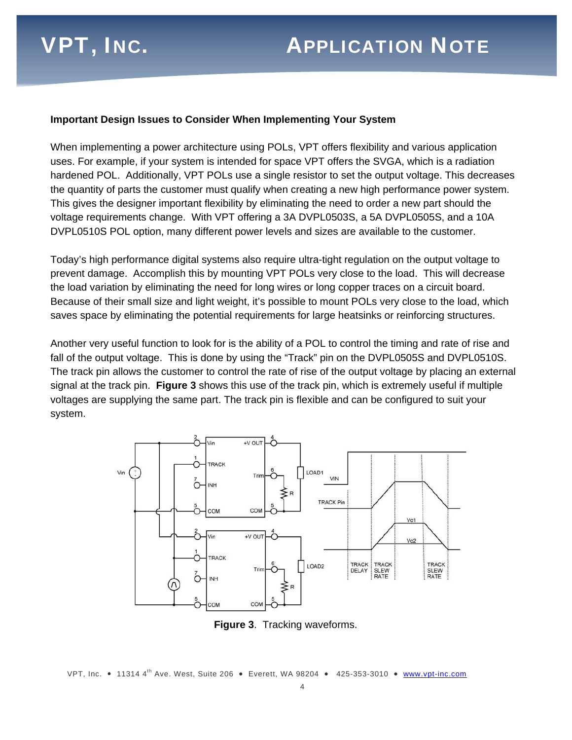**Important Design Issues to Consider When Implementing Your System**

When implementing a power architecture using POLs, VPT offers flexibility and various application uses. For example, if your system is intended for space VPT offers the SVGA, which is a radiation hardened POL. Additionally, VPT POLs use a single resistor to set the output voltage. This decreases the quantity of parts the customer must qualify when creating a new high performance power system. This gives the designer important flexibility by eliminating the need to order a new part should the voltage requirements change. With VPT offering a 3A DVPL0503S, a 5A DVPL0505S, and a 10A DVPL0510S POL option, many different power levels and sizes are available to the customer.

Today's high performance digital systems also require ultra-tight regulation on the output voltage to prevent damage. Accomplish this by mounting VPT POLs very close to the load. This will decrease the load variation by eliminating the need for long wires or long copper traces on a circuit board. Because of their small size and light weight, it's possible to mount POLs very close to the load, which saves space by eliminating the potential requirements for large heatsinks or reinforcing structures.

Another very useful function to look for is the ability of a POL to control the timing and rate of rise and fall of the output voltage. This is done by using the "Track" pin on the DVPL0505S and DVPL0510S. The track pin allows the customer to control the rate of rise of the output voltage by placing an external signal at the track pin. **Figure 3** shows this use of the track pin, which is extremely useful if multiple voltages are supplying the same part. The track pin is flexible and can be configured to suit your system.

**Figure 3**. Tracking waveforms.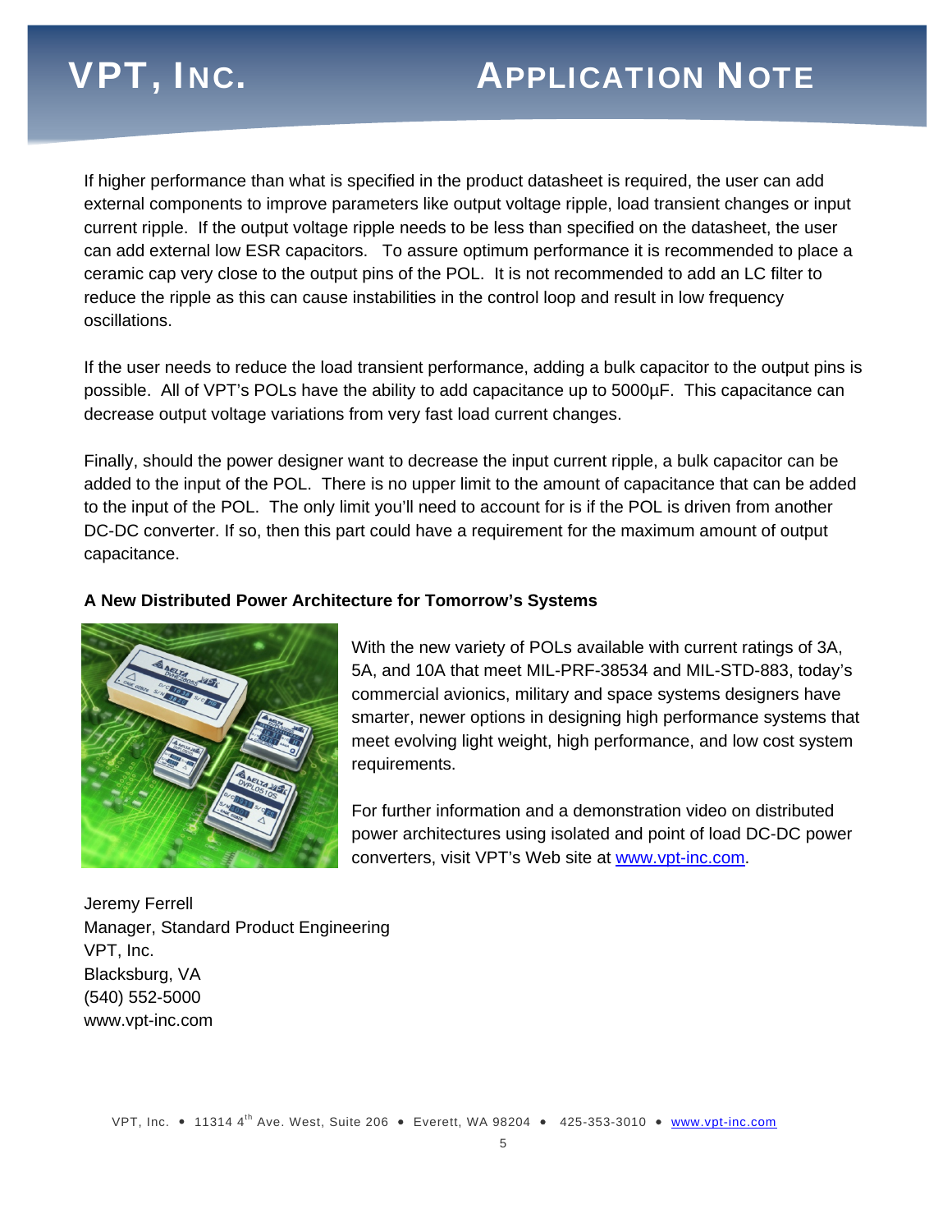If higher performance than what is specified in the product datasheet is required, the user can add external components to improve parameters like output voltage ripple, load transient changes or input current ripple. If the output voltage ripple needs to be less than specified on the datasheet, the user can add external low ESR capacitors. To assure optimum performance it is recommended to place a ceramic cap very close to the output pins of the POL. It is not recommended to add an LC filter to reduce the ripple as this can cause instabilities in the control loop and result in low frequency oscillations.

If the user needs to reduce the load transient performance, adding a bulk capacitor to the output pins is possible. All of VPT's POLs have the ability to add capacitance up to 5000µF. This capacitance can decrease output voltage variations from very fast load current changes.

Finally, should the power designer want to decrease the input current ripple, a bulk capacitor can be added to the input of the POL. There is no upper limit to the amount of capacitance that can be added to the input of the POL. The only limit you'll need to account for is if the POL is driven from another DC-DC converter. If so, then this part could have a requirement for the maximum amount of output capacitance.

**A New Distributed Power Architecture for Tomorrow's Systems**

With the new variety of POLs available with current ratings of 3A, 5A, and 10A that meet MIL-PRF-38534 and MIL-STD-883, today's commercial avionics, military and space systems designers have smarter, newer options in designing high performance systems that meet evolving light weight, high performance, and low cost system requirements.

For further information and a demonstration video on distributed power architectures using isolated and point of load DC-DC power converters, visit VPT's Web site at [www.vpt-inc.com](http://www.vpt-inc.com).

Jeremy Ferrell
Manager, Standard Product Engineering
VPT, Inc.
Blacksburg, VA
(540) 552-5000
www.vpt-inc.com